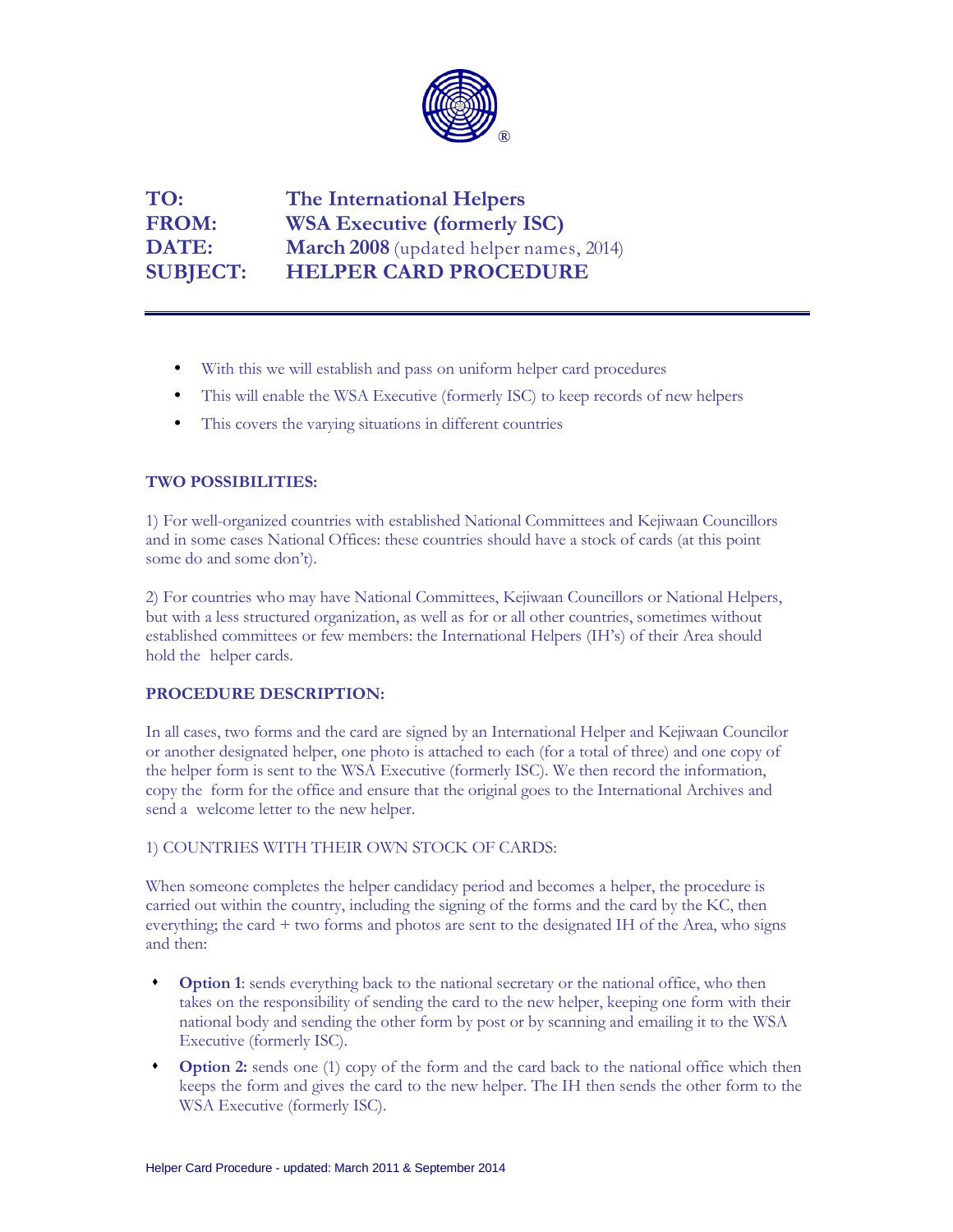**TO:** The International Helpers
**FROM:** WSA Executive (formerly ISC)
**DATE:** March 2008 (updated helper names, 2014)
**SUBJECT:** HELPER CARD PROCEDURE

---

- With this we will establish and pass on uniform helper card procedures
- This will enable the WSA Executive (formerly ISC) to keep records of new helpers
- This covers the varying situations in different countries

**TWO POSSIBILITIES:**

1) For well-organized countries with established National Committees and Kejiwaan Councillors and in some cases National Offices: these countries should have a stock of cards (at this point some do and some don't).

2) For countries who may have National Committees, Kejiwaan Councillors or National Helpers, but with a less structured organization, as well as for or all other countries, sometimes without established committees or few members: the International Helpers (IH's) of their Area should hold the helper cards.

**PROCEDURE DESCRIPTION:**

In all cases, two forms and the card are signed by an International Helper and Kejiwaan Councilor or another designated helper, one photo is attached to each (for a total of three) and one copy of the helper form is sent to the WSA Executive (formerly ISC). We then record the information, copy the form for the office and ensure that the original goes to the International Archives and send a welcome letter to the new helper.

1) COUNTRIES WITH THEIR OWN STOCK OF CARDS:

When someone completes the helper candidacy period and becomes a helper, the procedure is carried out within the country, including the signing of the forms and the card by the KC, then everything; the card + two forms and photos are sent to the designated IH of the Area, who signs and then:

- **Option 1**: sends everything back to the national secretary or the national office, who then takes on the responsibility of sending the card to the new helper, keeping one form with their national body and sending the other form by post or by scanning and emailing it to the WSA Executive (formerly ISC).
- **Option 2:** sends one (1) copy of the form and the card back to the national office which then keeps the form and gives the card to the new helper. The IH then sends the other form to the WSA Executive (formerly ISC).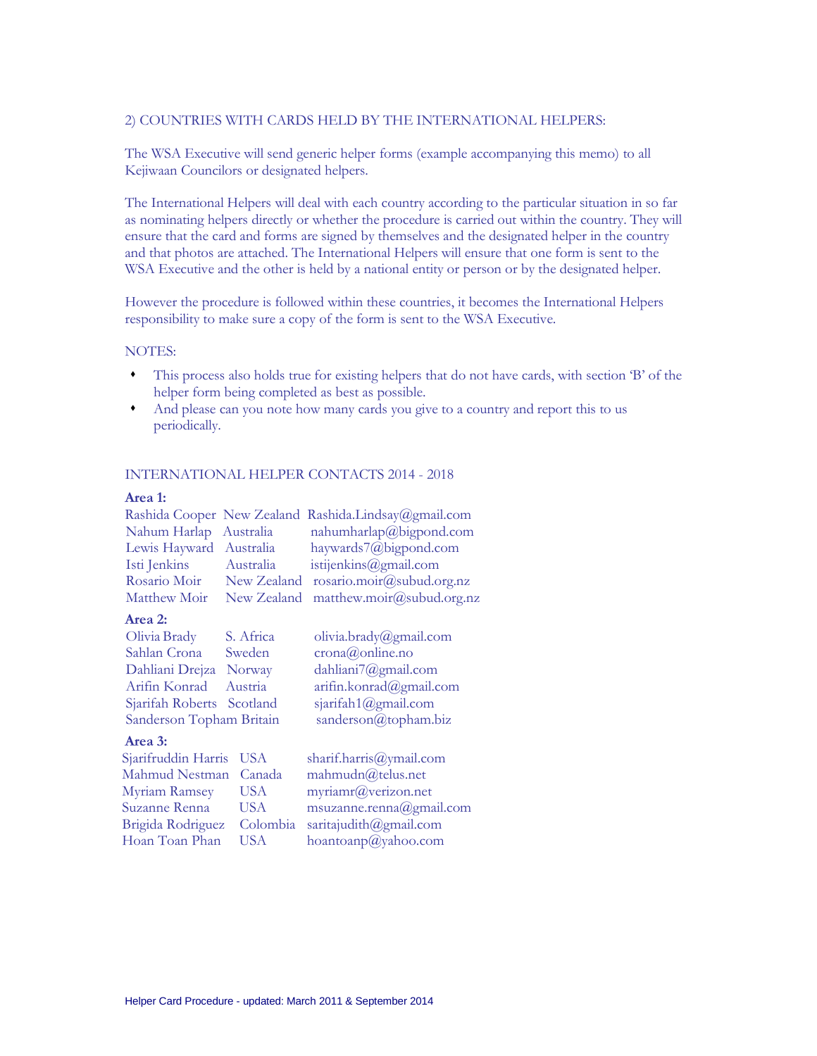2) COUNTRIES WITH CARDS HELD BY THE INTERNATIONAL HELPERS:

The WSA Executive will send generic helper forms (example accompanying this memo) to all Kejiwaan Councilors or designated helpers.

The International Helpers will deal with each country according to the particular situation in so far as nominating helpers directly or whether the procedure is carried out within the country. They will ensure that the card and forms are signed by themselves and the designated helper in the country and that photos are attached. The International Helpers will ensure that one form is sent to the WSA Executive and the other is held by a national entity or person or by the designated helper.

However the procedure is followed within these countries, it becomes the International Helpers responsibility to make sure a copy of the form is sent to the WSA Executive.

NOTES:

- This process also holds true for existing helpers that do not have cards, with section 'B' of the helper form being completed as best as possible.
- And please can you note how many cards you give to a country and report this to us periodically.

INTERNATIONAL HELPER CONTACTS 2014 - 2018

**Area 1:**

| | | |
|---|---|---|
| Rashida Cooper | New Zealand | Rashida.Lindsay@gmail.com |
| Nahum Harlap | Australia | nahumharlap@bigpond.com |
| Lewis Hayward | Australia | haywards7@bigpond.com |
| Isti Jenkins | Australia | istijenkins@gmail.com |
| Rosario Moir | New Zealand | rosario.moir@subud.org.nz |
| Matthew Moir | New Zealand | matthew.moir@subud.org.nz |

**Area 2:**

| | | |
|---|---|---|
| Olivia Brady | S. Africa | olivia.brady@gmail.com |
| Sahlan Crona | Sweden | crona@online.no |
| Dahliani Drejza | Norway | dahliani7@gmail.com |
| Arifin Konrad | Austria | arifin.konrad@gmail.com |
| Sjarifah Roberts | Scotland | sjarifah1@gmail.com |
| Sanderson Topham | Britain | sanderson@topham.biz |

**Area 3:**

| | | |
|---|---|---|
| Sjarifruddin Harris | USA | sharif.harris@ymail.com |
| Mahmud Nestman | Canada | mahmudn@telus.net |
| Myriam Ramsey | USA | myriamr@verizon.net |
| Suzanne Renna | USA | msuzanne.renna@gmail.com |
| Brigida Rodriguez | Colombia | saritajudith@gmail.com |
| Hoan Toan Phan | USA | hoantoanp@yahoo.com |